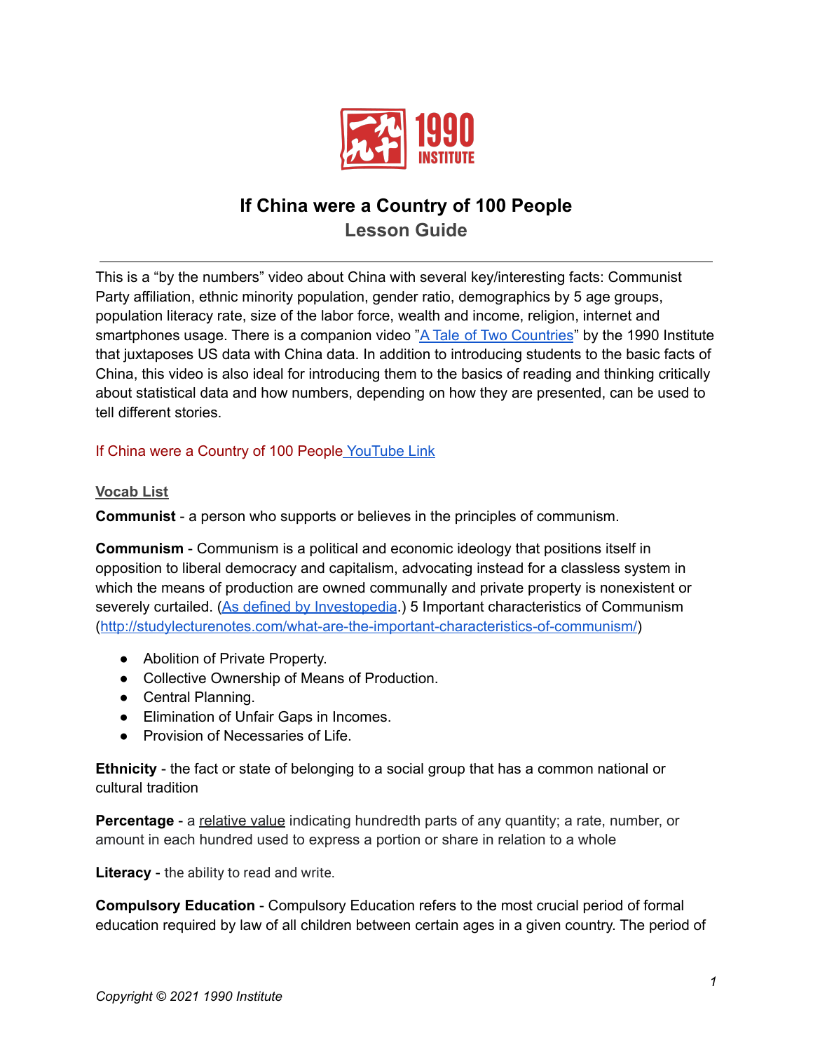# If China were a Country of 100 People

## Lesson Guide

This is a "by the numbers" video about China with several key/interesting facts: Communist Party affiliation, ethnic minority population, gender ratio, demographics by 5 age groups, population literacy rate, size of the labor force, wealth and income, religion, internet and smartphones usage. There is a companion video "A Tale of Two Countries" by the 1990 Institute that juxtaposes US data with China data. In addition to introducing students to the basic facts of China, this video is also ideal for introducing them to the basics of reading and thinking critically about statistical data and how numbers, depending on how they are presented, can be used to tell different stories.

If China were a Country of 100 People YouTube Link

### Vocab List

**Communist** - a person who supports or believes in the principles of communism.

**Communism** - Communism is a political and economic ideology that positions itself in opposition to liberal democracy and capitalism, advocating instead for a classless system in which the means of production are owned communally and private property is nonexistent or severely curtailed. (As defined by Investopedia.) 5 Important characteristics of Communism (http://studylecturenotes.com/what-are-the-important-characteristics-of-communism/)

- Abolition of Private Property.
- Collective Ownership of Means of Production.
- Central Planning.
- Elimination of Unfair Gaps in Incomes.
- Provision of Necessaries of Life.

**Ethnicity** - the fact or state of belonging to a social group that has a common national or cultural tradition

**Percentage** - a relative value indicating hundredth parts of any quantity; a rate, number, or amount in each hundred used to express a portion or share in relation to a whole

**Literacy** - the ability to read and write.

**Compulsory Education** - Compulsory Education refers to the most crucial period of formal education required by law of all children between certain ages in a given country. The period of

Copyright © 2021 1990 Institute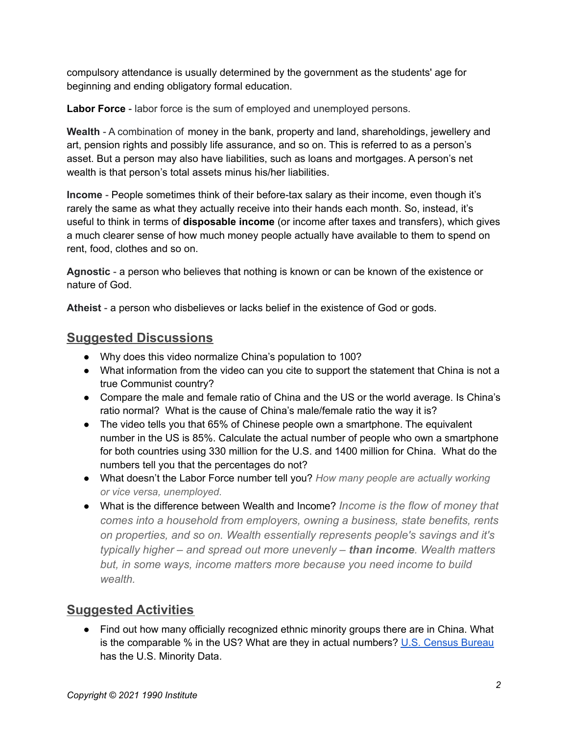compulsory attendance is usually determined by the government as the students' age for beginning and ending obligatory formal education.

**Labor Force** - labor force is the sum of employed and unemployed persons.

**Wealth** - A combination of money in the bank, property and land, shareholdings, jewellery and art, pension rights and possibly life assurance, and so on. This is referred to as a person's asset. But a person may also have liabilities, such as loans and mortgages. A person's net wealth is that person's total assets minus his/her liabilities.

**Income** - People sometimes think of their before-tax salary as their income, even though it's rarely the same as what they actually receive into their hands each month. So, instead, it's useful to think in terms of **disposable income** (or income after taxes and transfers), which gives a much clearer sense of how much money people actually have available to them to spend on rent, food, clothes and so on.

**Agnostic** - a person who believes that nothing is known or can be known of the existence or nature of God.

**Atheist** - a person who disbelieves or lacks belief in the existence of God or gods.

## Suggested Discussions

- Why does this video normalize China's population to 100?
- What information from the video can you cite to support the statement that China is not a true Communist country?
- Compare the male and female ratio of China and the US or the world average. Is China's ratio normal? What is the cause of China's male/female ratio the way it is?
- The video tells you that 65% of Chinese people own a smartphone. The equivalent number in the US is 85%. Calculate the actual number of people who own a smartphone for both countries using 330 million for the U.S. and 1400 million for China. What do the numbers tell you that the percentages do not?
- What doesn't the Labor Force number tell you? *How many people are actually working or vice versa, unemployed.*
- What is the difference between Wealth and Income? *Income is the flow of money that comes into a household from employers, owning a business, state benefits, rents on properties, and so on. Wealth essentially represents people's savings and it's typically higher – and spread out more unevenly –* ***than income****. Wealth matters but, in some ways, income matters more because you need income to build wealth.*

## Suggested Activities

- Find out how many officially recognized ethnic minority groups there are in China. What is the comparable % in the US? What are they in actual numbers? [U.S. Census Bureau] has the U.S. Minority Data.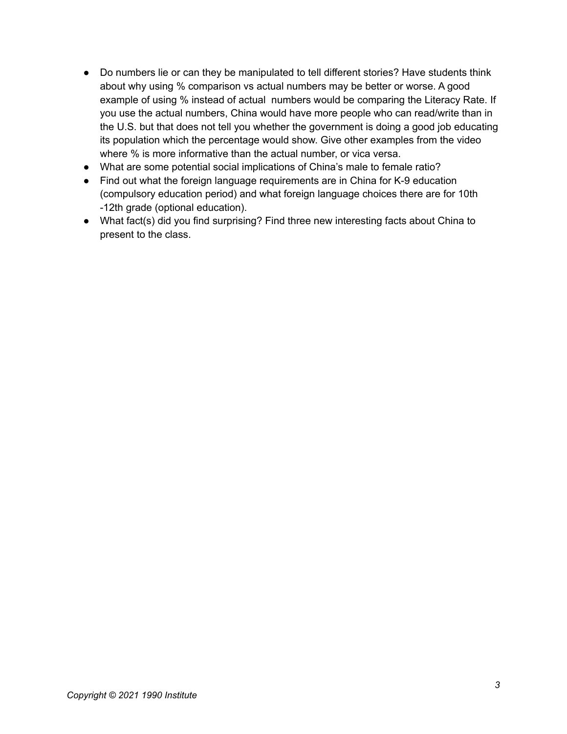- Do numbers lie or can they be manipulated to tell different stories? Have students think about why using % comparison vs actual numbers may be better or worse. A good example of using % instead of actual numbers would be comparing the Literacy Rate. If you use the actual numbers, China would have more people who can read/write than in the U.S. but that does not tell you whether the government is doing a good job educating its population which the percentage would show. Give other examples from the video where % is more informative than the actual number, or vica versa.
- What are some potential social implications of China's male to female ratio?
- Find out what the foreign language requirements are in China for K-9 education (compulsory education period) and what foreign language choices there are for 10th -12th grade (optional education).
- What fact(s) did you find surprising? Find three new interesting facts about China to present to the class.

*Copyright © 2021 1990 Institute*